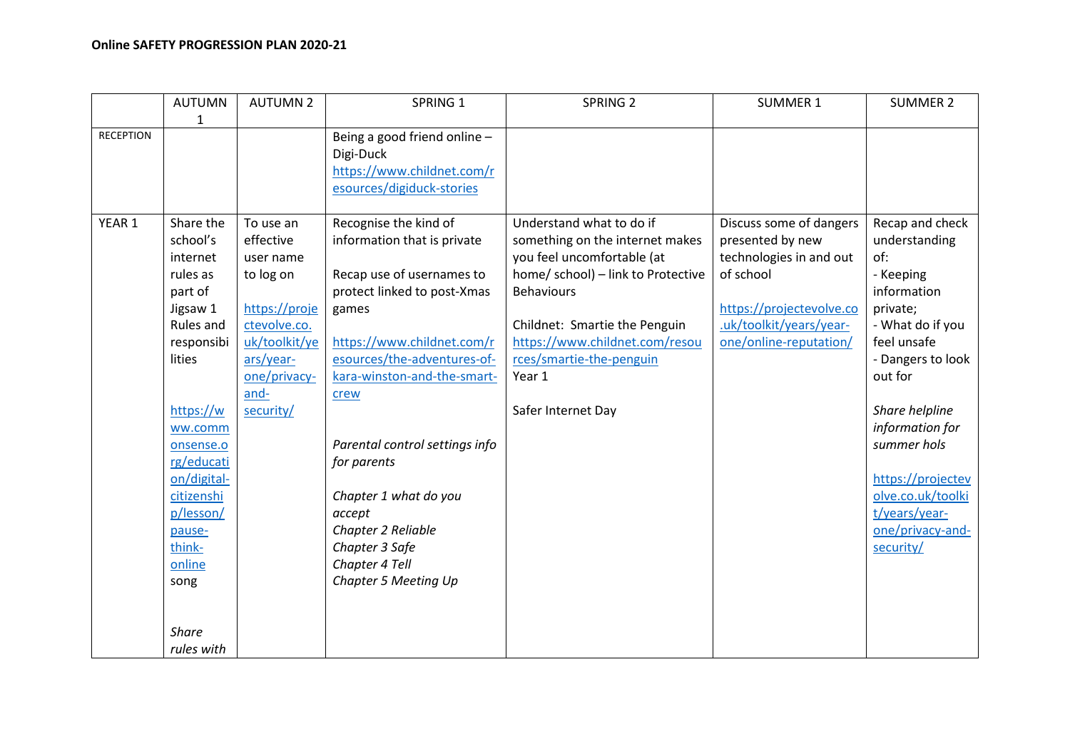**Online SAFETY PROGRESSION PLAN 2020-21**

| | AUTUMN 1 | AUTUMN 2 | SPRING 1 | SPRING 2 | SUMMER 1 | SUMMER 2 |
|---|---|---|---|---|---|---|
| RECEPTION | | | Being a good friend online – Digi-Duck https://www.childnet.com/resources/digiduck-stories | | | |
| YEAR 1 | Share the school's internet rules as part of Jigsaw 1 Rules and responsibilities<br><br>https://www.commonsense.org/education/digital-citizenship/lesson/pause-think-online song<br><br>*Share rules with* | To use an effective user name to log on<br><br>https://projectevolve.co.uk/toolkit/years/year-one/privacy-and-security/ | Recognise the kind of information that is private<br><br>Recap use of usernames to protect linked to post-Xmas games<br><br>https://www.childnet.com/resources/the-adventures-of-kara-winston-and-the-smart-crew<br><br>*Parental control settings info for parents*<br><br>*Chapter 1 what do you accept*<br>*Chapter 2 Reliable*<br>*Chapter 3 Safe*<br>*Chapter 4 Tell*<br>*Chapter 5 Meeting Up* | Understand what to do if something on the internet makes you feel uncomfortable (at home/ school) – link to Protective Behaviours<br><br>Childnet: Smartie the Penguin https://www.childnet.com/resources/smartie-the-penguin Year 1<br><br>Safer Internet Day | Discuss some of dangers presented by new technologies in and out of school<br><br>https://projectevolve.co.uk/toolkit/years/year-one/online-reputation/ | Recap and check understanding of:<br>- Keeping information private;<br>- What do if you feel unsafe<br>- Dangers to look out for<br><br>*Share helpline information for summer hols*<br><br>https://projectevolve.co.uk/toolkit/years/year-one/privacy-and-security/ |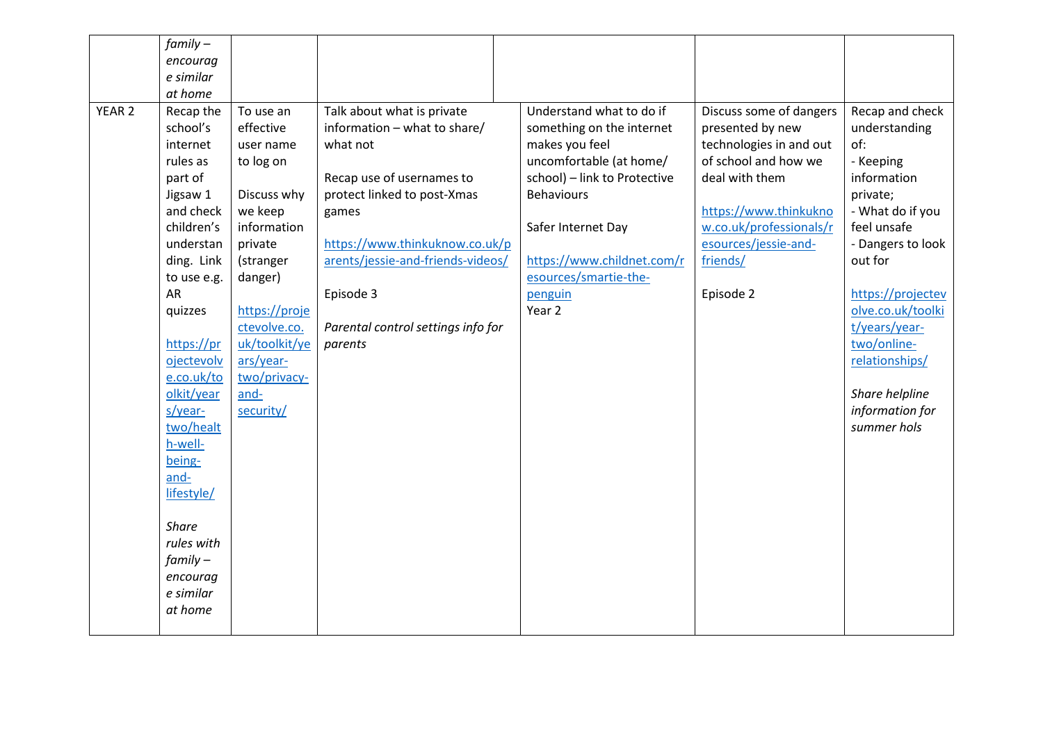| | | | | | | |
|---|---|---|---|---|---|---|
| | *Share rules with family – encourage similar at home* | | | | | |
| YEAR 2 | Recap the school's internet rules as part of Jigsaw 1 and check children's understanding. Link to use e.g. AR quizzes<br><br>https://projectevolve.co.uk/toolkit/years/year-two/health-well-being-and-lifestyle/<br><br>*Share rules with family – encourage similar at home* | To use an effective user name to log on<br><br>Discuss why we keep information private (stranger danger)<br><br>https://projectevolve.co.uk/toolkit/years/year-two/privacy-and-security/ | Talk about what is private information – what to share/ what not<br><br>Recap use of usernames to protect linked to post-Xmas games<br><br>https://www.thinkuknow.co.uk/parents/jessie-and-friends-videos/<br><br>Episode 3<br><br>*Parental control settings info for parents* | Understand what to do if something on the internet makes you feel uncomfortable (at home/ school) – link to Protective Behaviours<br><br>Safer Internet Day<br><br>https://www.childnet.com/resources/smartie-the-penguin<br>Year 2 | Discuss some of dangers presented by new technologies in and out of school and how we deal with them<br><br>https://www.thinkuknow.co.uk/professionals/resources/jessie-and-friends/<br><br>Episode 2 | Recap and check understanding of:<br>- Keeping information private;<br>- What do if you feel unsafe<br>- Dangers to look out for<br><br>https://projectevolve.co.uk/toolkit/years/year-two/online-relationships/<br><br>*Share helpline information for summer hols* |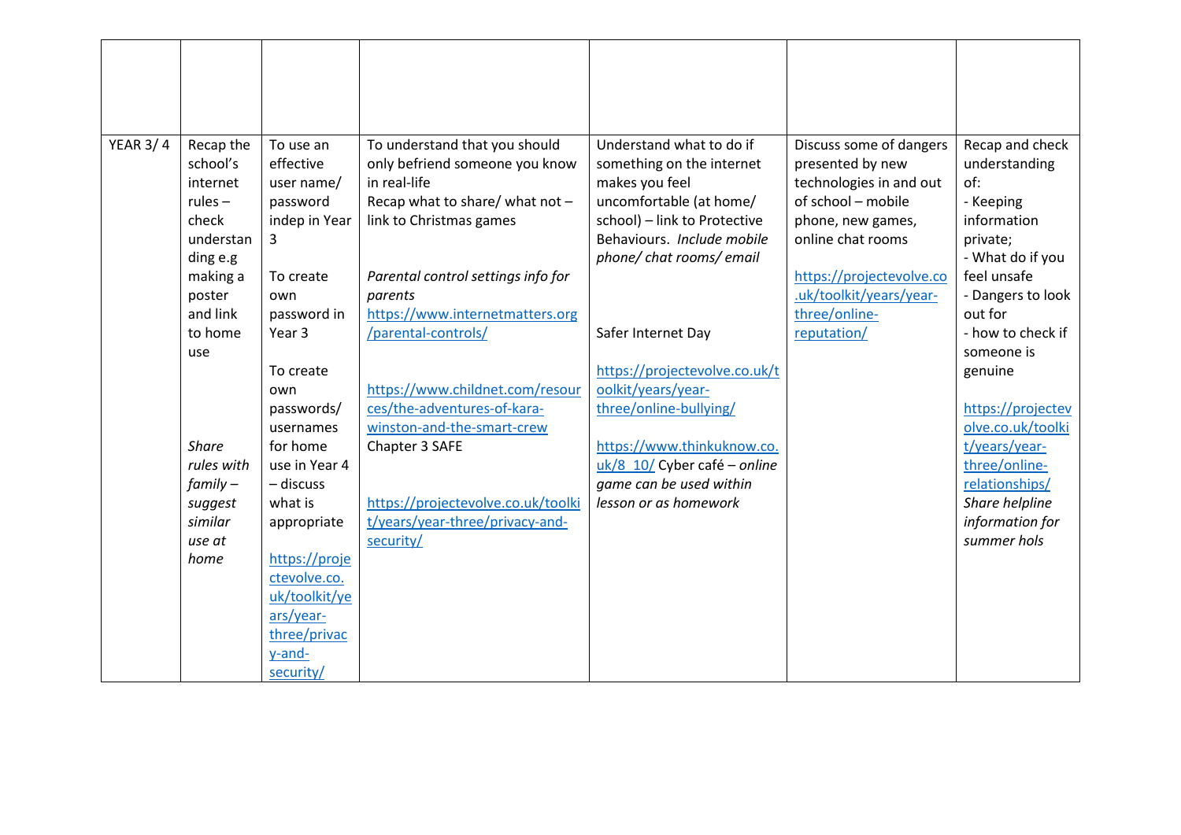| | | | | | | |
|---|---|---|---|---|---|---|
| | | | | | | |
| YEAR 3/ 4 | Recap the school's internet rules – check understanding e.g making a poster and link to home use<br><br>*Share rules with family – suggest similar use at home* | To use an effective user name/ password indep in Year 3<br><br>To create own password in Year 3<br><br>To create own passwords/ usernames for home use in Year 4 – discuss what is appropriate<br><br>https://projectevolve.co.uk/toolkit/years/year-three/privacy-and-security/ | To understand that you should only befriend someone you know in real-life<br>Recap what to share/ what not – link to Christmas games<br><br>*Parental control settings info for parents*<br>https://www.internetmatters.org/parental-controls/<br><br>https://www.childnet.com/resources/the-adventures-of-kara-winston-and-the-smart-crew Chapter 3 SAFE<br><br>https://projectevolve.co.uk/toolkit/years/year-three/privacy-and-security/ | Understand what to do if something on the internet makes you feel uncomfortable (at home/ school) – link to Protective Behaviours. *Include mobile phone/ chat rooms/ email*<br><br>Safer Internet Day<br><br>https://projectevolve.co.uk/toolkit/years/year-three/online-bullying/<br><br>https://www.thinkuknow.co.uk/8_10/ Cyber café – *online game can be used within lesson or as homework* | Discuss some of dangers presented by new technologies in and out of school – mobile phone, new games, online chat rooms<br><br>https://projectevolve.co.uk/toolkit/years/year-three/online-reputation/ | Recap and check understanding of:<br>- Keeping information private;<br>- What do if you feel unsafe<br>- Dangers to look out for<br>- how to check if someone is genuine<br><br>https://projectevolve.co.uk/toolkit/years/year-three/online-relationships/<br>*Share helpline information for summer hols* |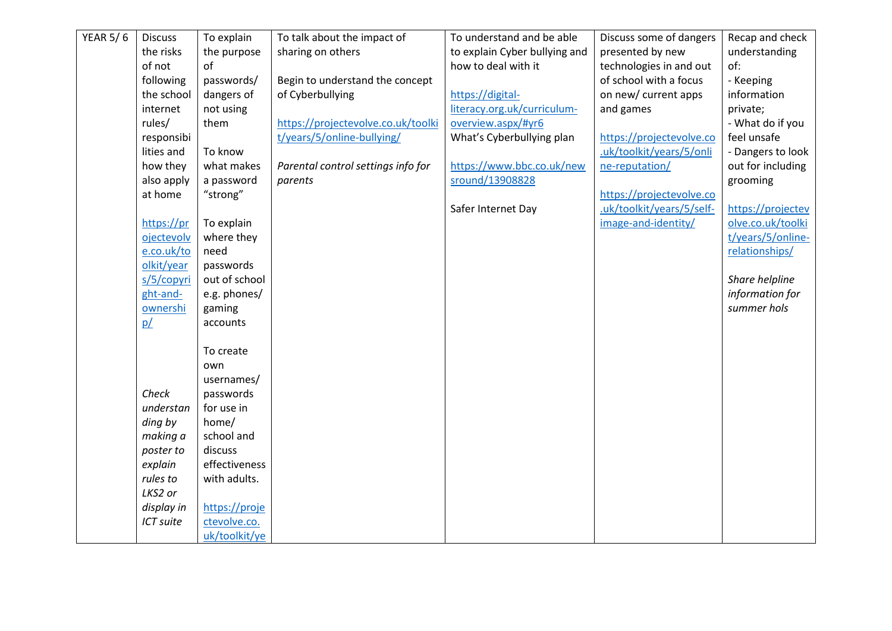| YEAR 5/ 6 | Discuss the risks of not following the school internet rules/ responsibilities and how they also apply at home<br><br>https://projectevolve.co.uk/toolkit/years/5/copyright-and-ownership/<br><br>*Check understanding by making a poster to explain rules to LKS2 or display in ICT suite* | To explain the purpose of passwords/ dangers of not using them<br><br>To know what makes a password "strong"<br><br>To explain where they need passwords out of school e.g. phones/ gaming accounts<br><br>To create own usernames/ passwords for use in home/ school and discuss effectiveness with adults.<br><br>https://projectevolve.co.uk/toolkit/ye | To talk about the impact of sharing on others<br><br>Begin to understand the concept of Cyberbullying<br><br>https://projectevolve.co.uk/toolkit/years/5/online-bullying/<br><br>*Parental control settings info for parents* | To understand and be able to explain Cyber bullying and how to deal with it<br><br>https://digital-literacy.org.uk/curriculum-overview.aspx/#yr6<br>What's Cyberbullying plan<br><br>https://www.bbc.co.uk/newsround/13908828<br><br>Safer Internet Day | Discuss some of dangers presented by new technologies in and out of school with a focus on new/ current apps and games<br><br>https://projectevolve.co.uk/toolkit/years/5/online-reputation/<br><br>https://projectevolve.co.uk/toolkit/years/5/self-image-and-identity/ | Recap and check understanding of:<br>- Keeping information private;<br>- What do if you feel unsafe<br>- Dangers to look out for including grooming<br><br>https://projectevolve.co.uk/toolkit/years/5/online-relationships/<br><br>*Share helpline information for summer hols* |
|---|---|---|---|---|---|---|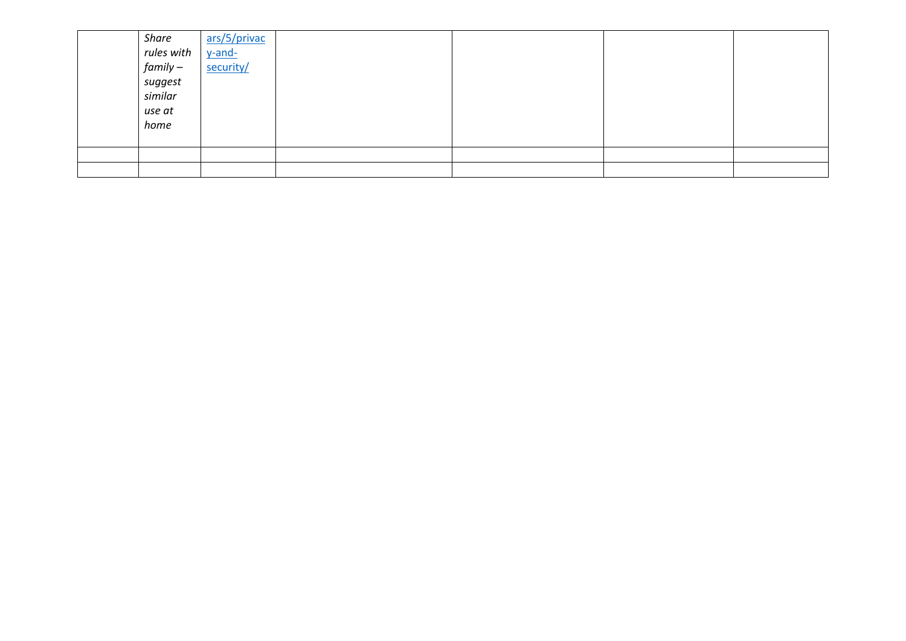| | | | | | | |
|---|---|---|---|---|---|---|
| | *Share rules with family – suggest similar use at home* | ars/5/privacy-and-security/ | | | | |
| | | | | | | |
| | | | | | | |